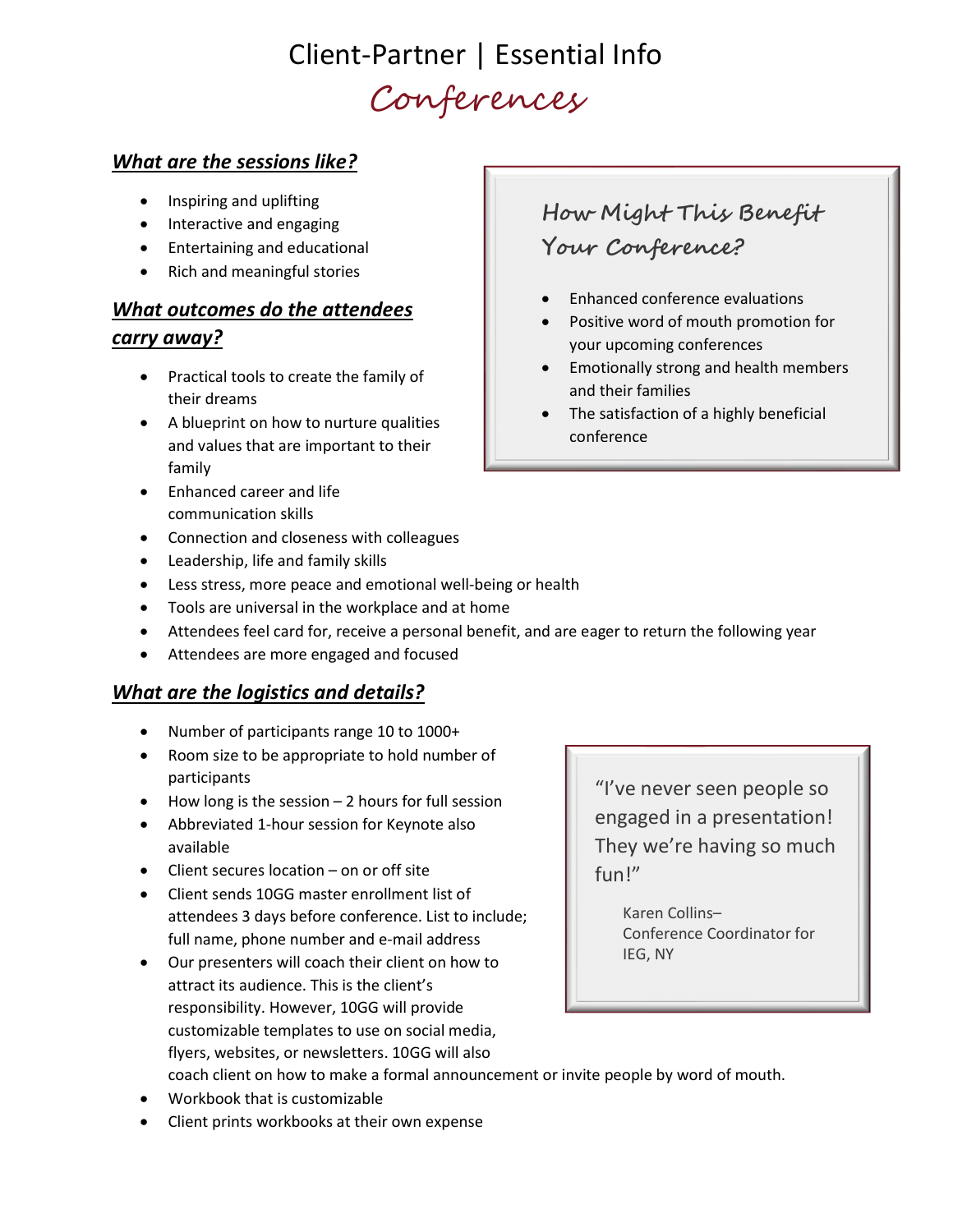# Client-Partner | Essential Info

## Conferences

### What are the sessions like?

- Inspiring and uplifting
- Interactive and engaging
- Entertaining and educational
- Rich and meaningful stories

### How Might This Benefit Your Conference?

- Enhanced conference evaluations
- Positive word of mouth promotion for your upcoming conferences
- Emotionally strong and health members and their families
- The satisfaction of a highly beneficial conference

### What outcomes do the attendees carry away?

- Practical tools to create the family of their dreams
- A blueprint on how to nurture qualities and values that are important to their family
- Enhanced career and life communication skills
- Connection and closeness with colleagues
- Leadership, life and family skills
- Less stress, more peace and emotional well-being or health
- Tools are universal in the workplace and at home
- Attendees feel card for, receive a personal benefit, and are eager to return the following year
- Attendees are more engaged and focused

### What are the logistics and details?

- Number of participants range 10 to 1000+
- Room size to be appropriate to hold number of participants
- How long is the session – 2 hours for full session
- Abbreviated 1-hour session for Keynote also available
- Client secures location – on or off site
- Client sends 10GG master enrollment list of attendees 3 days before conference. List to include; full name, phone number and e-mail address
- Our presenters will coach their client on how to attract its audience. This is the client's responsibility. However, 10GG will provide customizable templates to use on social media, flyers, websites, or newsletters. 10GG will also coach client on how to make a formal announcement or invite people by word of mouth.
- Workbook that is customizable
- Client prints workbooks at their own expense

> "I've never seen people so engaged in a presentation! They we're having so much fun!"
>
> Karen Collins–
> Conference Coordinator for IEG, NY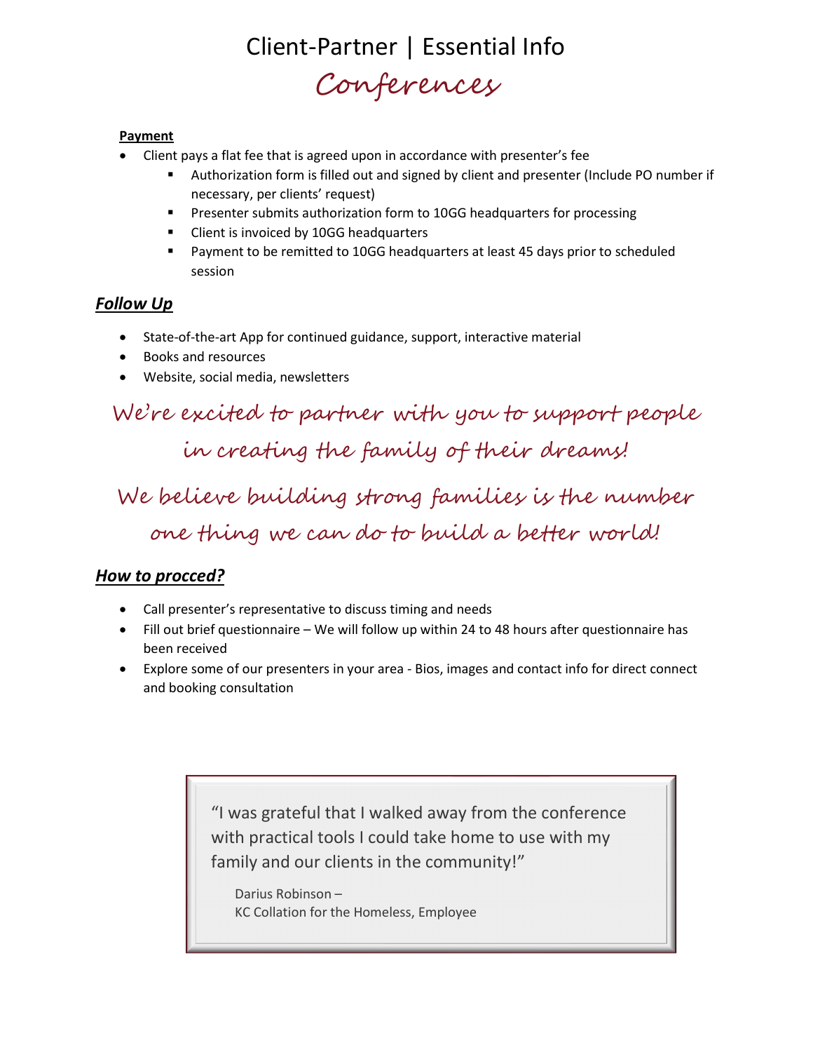# Client-Partner | Essential Info

## *Conferences*

**Payment**

- Client pays a flat fee that is agreed upon in accordance with presenter's fee
  - Authorization form is filled out and signed by client and presenter (Include PO number if necessary, per clients' request)
  - Presenter submits authorization form to 10GG headquarters for processing
  - Client is invoiced by 10GG headquarters
  - Payment to be remitted to 10GG headquarters at least 45 days prior to scheduled session

### ***Follow Up***

- State-of-the-art App for continued guidance, support, interactive material
- Books and resources
- Website, social media, newsletters

*We're excited to partner with you to support people in creating the family of their dreams!*

*We believe building strong families is the number one thing we can do to build a better world!*

### ***How to procced?***

- Call presenter's representative to discuss timing and needs
- Fill out brief questionnaire – We will follow up within 24 to 48 hours after questionnaire has been received
- Explore some of our presenters in your area - Bios, images and contact info for direct connect and booking consultation

> "I was grateful that I walked away from the conference with practical tools I could take home to use with my family and our clients in the community!"
>
> Darius Robinson –
> KC Collation for the Homeless, Employee